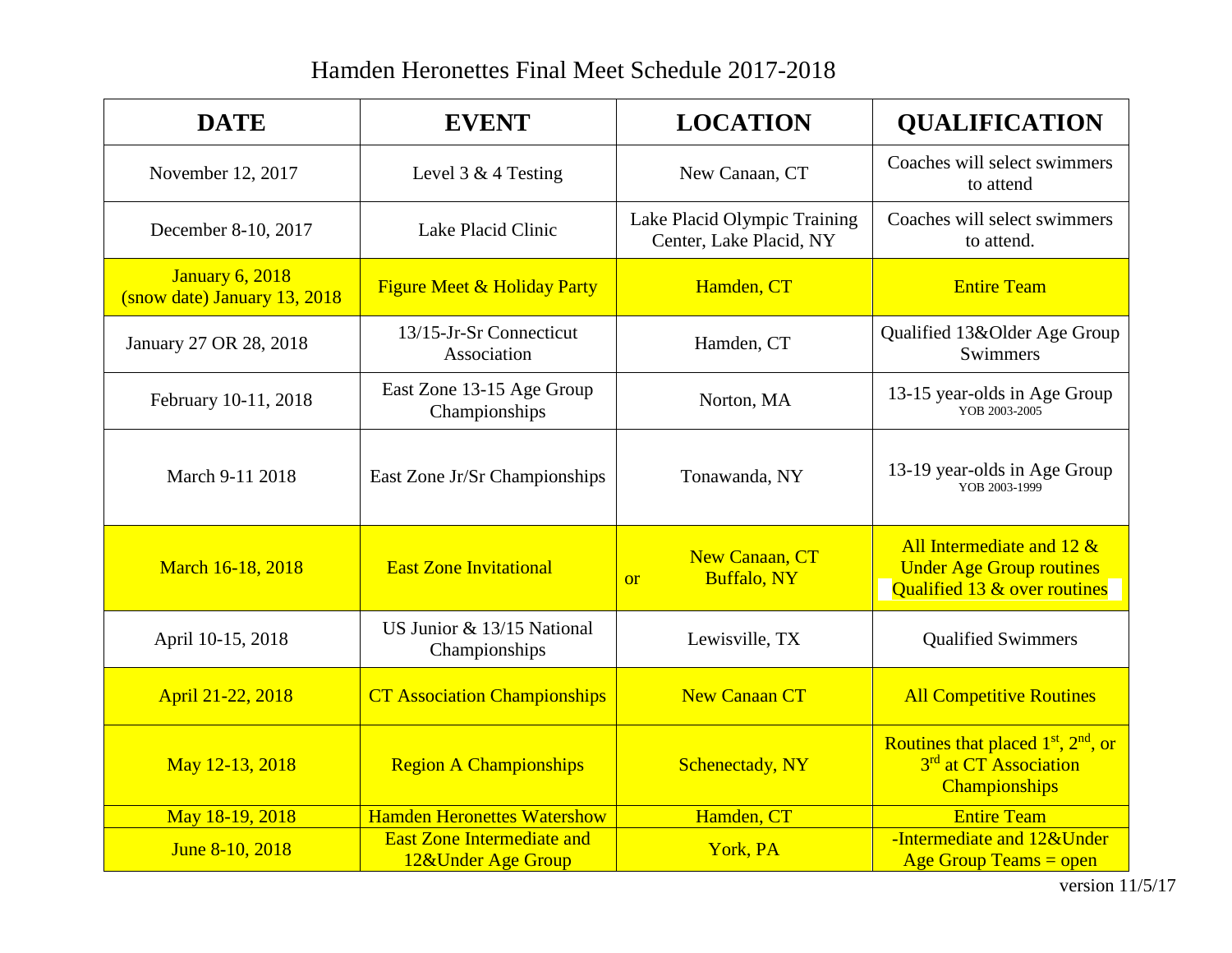# Hamden Heronettes Final Meet Schedule 2017-2018

| DATE | EVENT | LOCATION | QUALIFICATION |
|---|---|---|---|
| November 12, 2017 | Level 3 & 4 Testing | New Canaan, CT | Coaches will select swimmers to attend |
| December 8-10, 2017 | Lake Placid Clinic | Lake Placid Olympic Training Center, Lake Placid, NY | Coaches will select swimmers to attend. |
| January 6, 2018 (snow date) January 13, 2018 | Figure Meet & Holiday Party | Hamden, CT | Entire Team |
| January 27 OR 28, 2018 | 13/15-Jr-Sr Connecticut Association | Hamden, CT | Qualified 13&Older Age Group Swimmers |
| February 10-11, 2018 | East Zone 13-15 Age Group Championships | Norton, MA | 13-15 year-olds in Age Group YOB 2003-2005 |
| March 9-11 2018 | East Zone Jr/Sr Championships | Tonawanda, NY | 13-19 year-olds in Age Group YOB 2003-1999 |
| March 16-18, 2018 | East Zone Invitational | New Canaan, CT or Buffalo, NY | All Intermediate and 12 & Under Age Group routines Qualified 13 & over routines |
| April 10-15, 2018 | US Junior & 13/15 National Championships | Lewisville, TX | Qualified Swimmers |
| April 21-22, 2018 | CT Association Championships | New Canaan CT | All Competitive Routines |
| May 12-13, 2018 | Region A Championships | Schenectady, NY | Routines that placed 1st, 2nd, or 3rd at CT Association Championships |
| May 18-19, 2018 | Hamden Heronettes Watershow | Hamden, CT | Entire Team |
| June 8-10, 2018 | East Zone Intermediate and 12&Under Age Group | York, PA | -Intermediate and 12&Under Age Group Teams = open |

version 11/5/17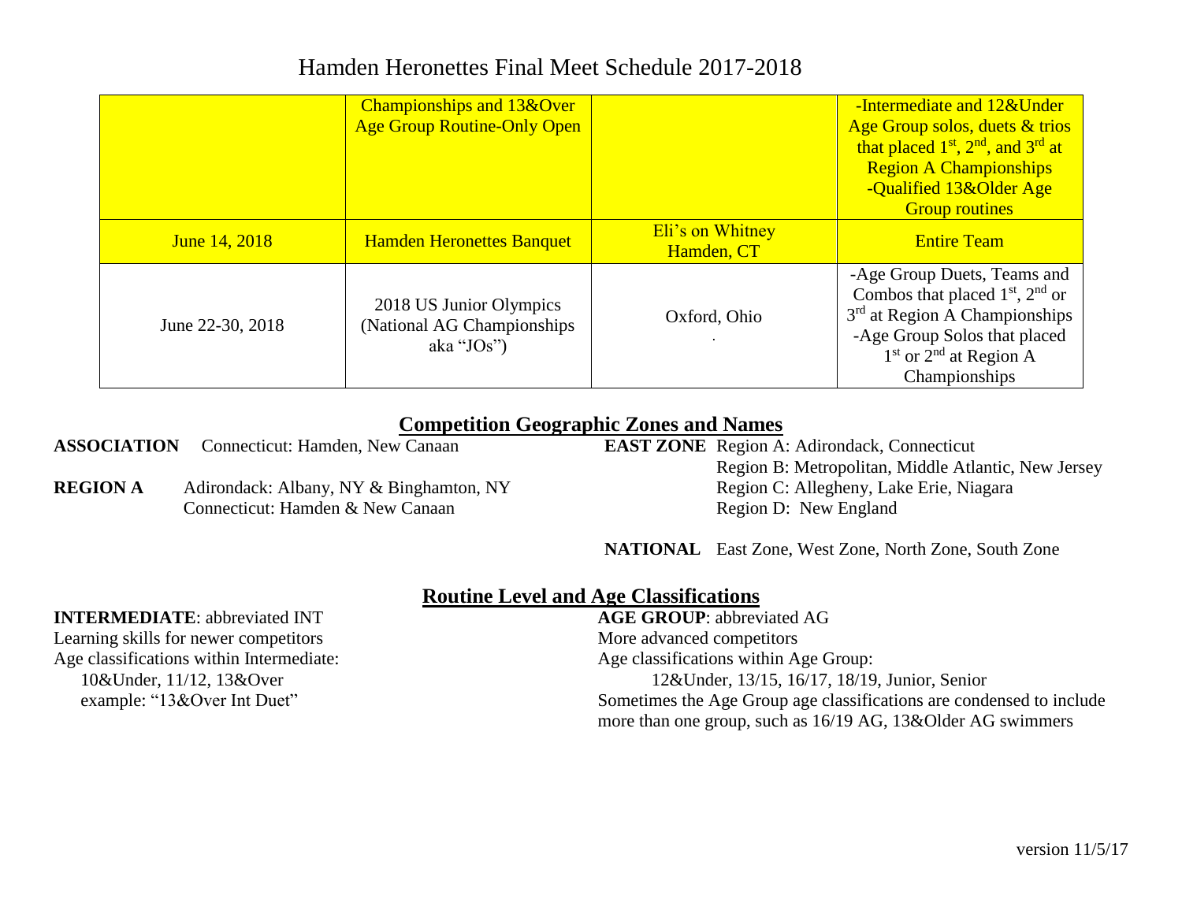# Hamden Heronettes Final Meet Schedule 2017-2018

| | | | |
|---|---|---|---|
| | Championships and 13&Over Age Group Routine-Only Open | | -Intermediate and 12&Under Age Group solos, duets & trios that placed 1st, 2nd, and 3rd at Region A Championships<br>-Qualified 13&Older Age Group routines |
| June 14, 2018 | Hamden Heronettes Banquet | Eli's on Whitney<br>Hamden, CT | Entire Team |
| June 22-30, 2018 | 2018 US Junior Olympics (National AG Championships aka "JOs") | Oxford, Ohio | -Age Group Duets, Teams and Combos that placed 1st, 2nd or 3rd at Region A Championships<br>-Age Group Solos that placed 1st or 2nd at Region A Championships |

## Competition Geographic Zones and Names

**ASSOCIATION** Connecticut: Hamden, New Canaan

**REGION A** Adirondack: Albany, NY & Binghamton, NY
Connecticut: Hamden & New Canaan

**EAST ZONE** Region A: Adirondack, Connecticut
Region B: Metropolitan, Middle Atlantic, New Jersey
Region C: Allegheny, Lake Erie, Niagara
Region D: New England

**NATIONAL** East Zone, West Zone, North Zone, South Zone

## Routine Level and Age Classifications

**INTERMEDIATE**: abbreviated INT
Learning skills for newer competitors
Age classifications within Intermediate:
10&Under, 11/12, 13&Over
example: "13&Over Int Duet"

**AGE GROUP**: abbreviated AG
More advanced competitors
Age classifications within Age Group:
12&Under, 13/15, 16/17, 18/19, Junior, Senior
Sometimes the Age Group age classifications are condensed to include more than one group, such as 16/19 AG, 13&Older AG swimmers

version 11/5/17